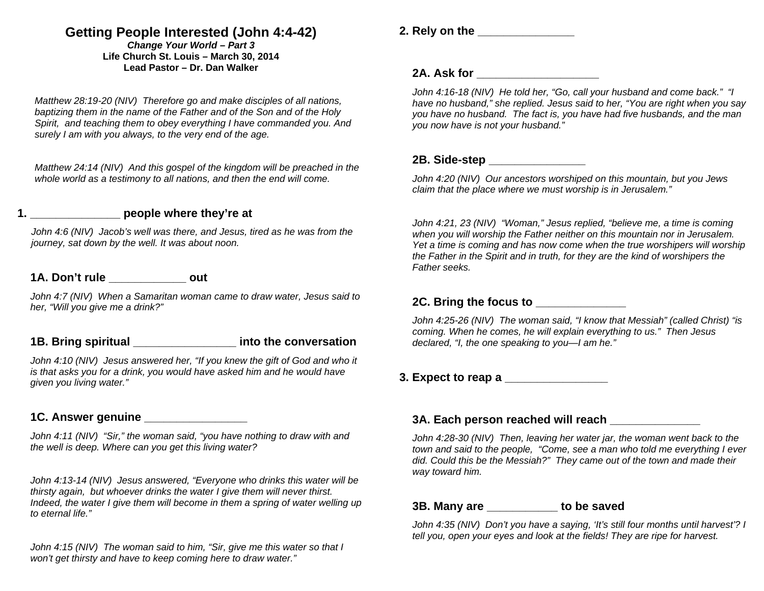# Getting People Interested (John 4:4-42)

***Change Your World – Part 3***

**Life Church St. Louis – March 30, 2014**

**Lead Pastor – Dr. Dan Walker**

*Matthew 28:19-20 (NIV) Therefore go and make disciples of all nations, baptizing them in the name of the Father and of the Son and of the Holy Spirit, and teaching them to obey everything I have commanded you. And surely I am with you always, to the very end of the age.*

*Matthew 24:14 (NIV) And this gospel of the kingdom will be preached in the whole world as a testimony to all nations, and then the end will come.*

## 1. ______________ people where they're at

*John 4:6 (NIV) Jacob's well was there, and Jesus, tired as he was from the journey, sat down by the well. It was about noon.*

### 1A. Don't rule ____________ out

*John 4:7 (NIV) When a Samaritan woman came to draw water, Jesus said to her, "Will you give me a drink?"*

### 1B. Bring spiritual ________________ into the conversation

*John 4:10 (NIV) Jesus answered her, "If you knew the gift of God and who it is that asks you for a drink, you would have asked him and he would have given you living water."*

### 1C. Answer genuine ________________

*John 4:11 (NIV) "Sir," the woman said, "you have nothing to draw with and the well is deep. Where can you get this living water?*

*John 4:13-14 (NIV) Jesus answered, "Everyone who drinks this water will be thirsty again, but whoever drinks the water I give them will never thirst. Indeed, the water I give them will become in them a spring of water welling up to eternal life."*

*John 4:15 (NIV) The woman said to him, "Sir, give me this water so that I won't get thirsty and have to keep coming here to draw water."*

## 2. Rely on the _______________

### 2A. Ask for ___________________

*John 4:16-18 (NIV) He told her, "Go, call your husband and come back." "I have no husband," she replied. Jesus said to her, "You are right when you say you have no husband. The fact is, you have had five husbands, and the man you now have is not your husband."*

### 2B. Side-step _______________

*John 4:20 (NIV) Our ancestors worshiped on this mountain, but you Jews claim that the place where we must worship is in Jerusalem."*

*John 4:21, 23 (NIV) "Woman," Jesus replied, "believe me, a time is coming when you will worship the Father neither on this mountain nor in Jerusalem. Yet a time is coming and has now come when the true worshipers will worship the Father in the Spirit and in truth, for they are the kind of worshipers the Father seeks.*

### 2C. Bring the focus to ______________

*John 4:25-26 (NIV) The woman said, "I know that Messiah" (called Christ) "is coming. When he comes, he will explain everything to us." Then Jesus declared, "I, the one speaking to you—I am he."*

## 3. Expect to reap a ________________

### 3A. Each person reached will reach ______________

*John 4:28-30 (NIV) Then, leaving her water jar, the woman went back to the town and said to the people, "Come, see a man who told me everything I ever did. Could this be the Messiah?" They came out of the town and made their way toward him.*

### 3B. Many are ___________ to be saved

*John 4:35 (NIV) Don't you have a saying, 'It's still four months until harvest'? I tell you, open your eyes and look at the fields! They are ripe for harvest.*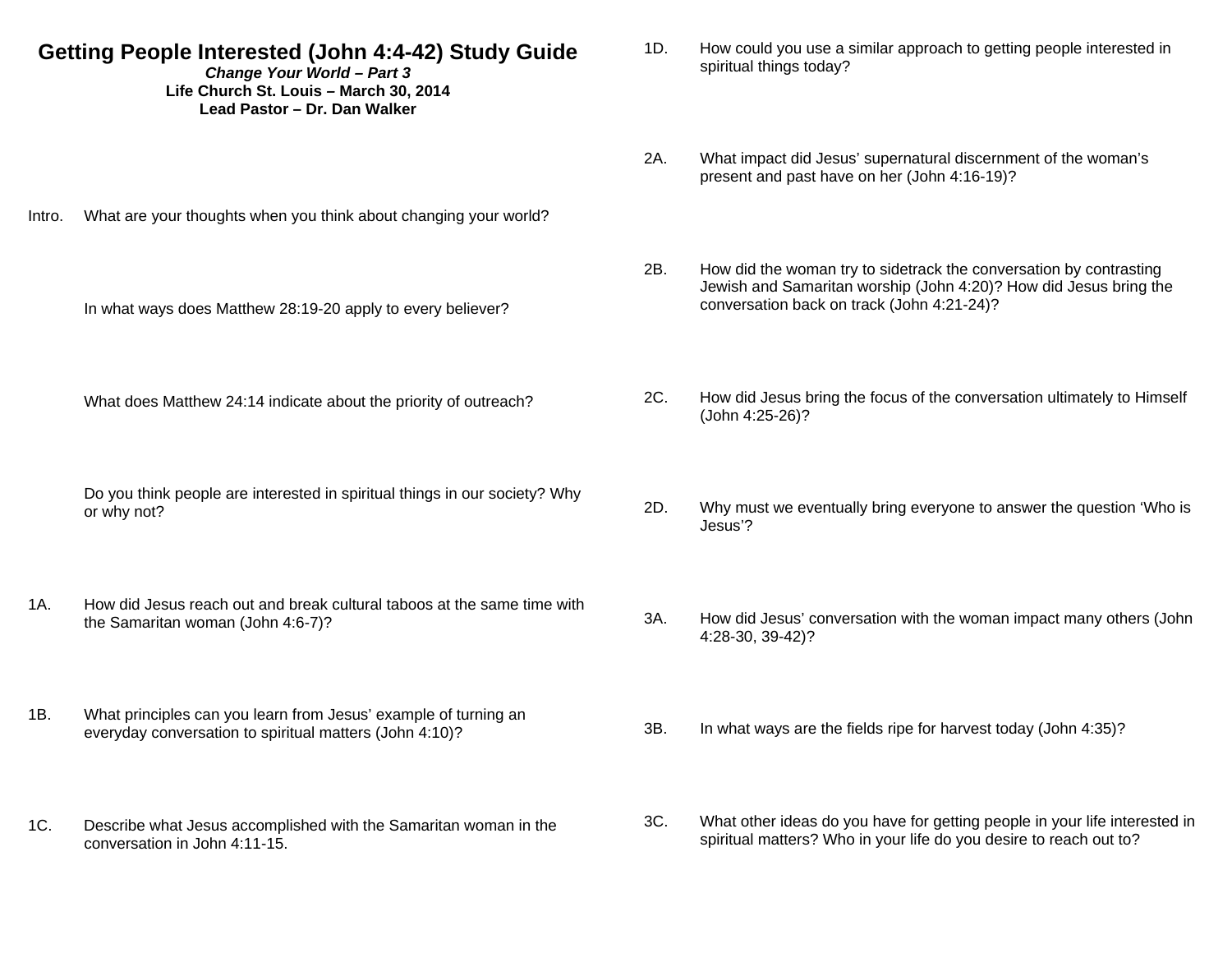# Getting People Interested (John 4:4-42) Study Guide

***Change Your World – Part 3***

**Life Church St. Louis – March 30, 2014**

**Lead Pastor – Dr. Dan Walker**

Intro. What are your thoughts when you think about changing your world?

In what ways does Matthew 28:19-20 apply to every believer?

What does Matthew 24:14 indicate about the priority of outreach?

Do you think people are interested in spiritual things in our society? Why or why not?

1A. How did Jesus reach out and break cultural taboos at the same time with the Samaritan woman (John 4:6-7)?

1B. What principles can you learn from Jesus' example of turning an everyday conversation to spiritual matters (John 4:10)?

1C. Describe what Jesus accomplished with the Samaritan woman in the conversation in John 4:11-15.

1D. How could you use a similar approach to getting people interested in spiritual things today?

2A. What impact did Jesus' supernatural discernment of the woman's present and past have on her (John 4:16-19)?

2B. How did the woman try to sidetrack the conversation by contrasting Jewish and Samaritan worship (John 4:20)? How did Jesus bring the conversation back on track (John 4:21-24)?

2C. How did Jesus bring the focus of the conversation ultimately to Himself (John 4:25-26)?

2D. Why must we eventually bring everyone to answer the question 'Who is Jesus'?

3A. How did Jesus' conversation with the woman impact many others (John 4:28-30, 39-42)?

3B. In what ways are the fields ripe for harvest today (John 4:35)?

3C. What other ideas do you have for getting people in your life interested in spiritual matters? Who in your life do you desire to reach out to?